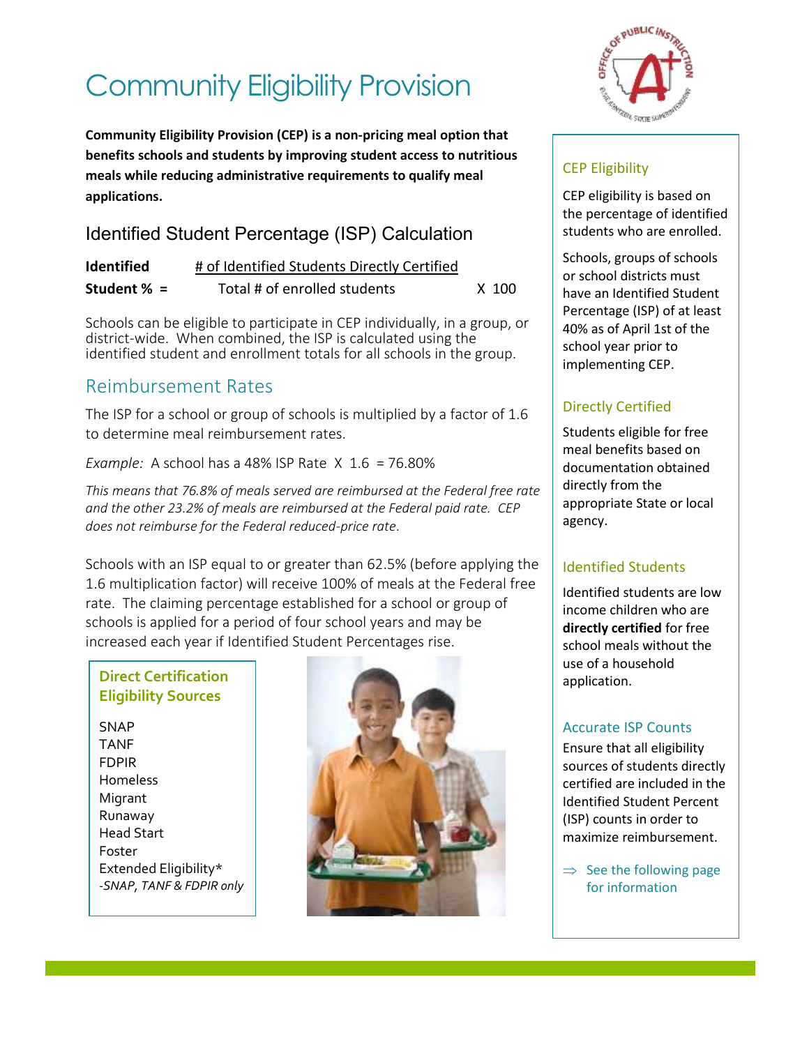# Community Eligibility Provision

**Community Eligibility Provision (CEP) is a non-pricing meal option that benefits schools and students by improving student access to nutritious meals while reducing administrative requirements to qualify meal applications.**

## Identified Student Percentage (ISP) Calculation

$$\text{Identified Student \%} = \frac{\text{\# of Identified Students Directly Certified}}{\text{Total \# of enrolled students}} \times 100$$

Schools can be eligible to participate in CEP individually, in a group, or district-wide. When combined, the ISP is calculated using the identified student and enrollment totals for all schools in the group.

## Reimbursement Rates

The ISP for a school or group of schools is multiplied by a factor of 1.6 to determine meal reimbursement rates.

*Example:* A school has a 48% ISP Rate X 1.6 = 76.80%

*This means that 76.8% of meals served are reimbursed at the Federal free rate and the other 23.2% of meals are reimbursed at the Federal paid rate. CEP does not reimburse for the Federal reduced-price rate*.

Schools with an ISP equal to or greater than 62.5% (before applying the 1.6 multiplication factor) will receive 100% of meals at the Federal free rate. The claiming percentage established for a school or group of schools is applied for a period of four school years and may be increased each year if Identified Student Percentages rise.

### Direct Certification Eligibility Sources

- SNAP
- TANF
- FDPIR
- Homeless
- Migrant
- Runaway
- Head Start
- Foster
- Extended Eligibility*
  *-SNAP, TANF & FDPIR only*

### CEP Eligibility

CEP eligibility is based on the percentage of identified students who are enrolled.

Schools, groups of schools or school districts must have an Identified Student Percentage (ISP) of at least 40% as of April 1st of the school year prior to implementing CEP.

### Directly Certified

Students eligible for free meal benefits based on documentation obtained directly from the appropriate State or local agency.

### Identified Students

Identified students are low income children who are **directly certified** for free school meals without the use of a household application.

### Accurate ISP Counts

Ensure that all eligibility sources of students directly certified are included in the Identified Student Percent (ISP) counts in order to maximize reimbursement.

⇒ See the following page for information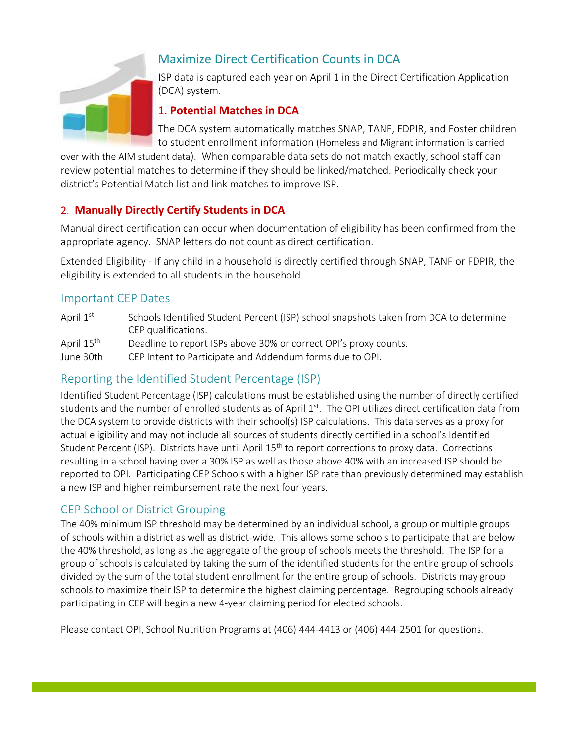## Maximize Direct Certification Counts in DCA

ISP data is captured each year on April 1 in the Direct Certification Application (DCA) system.

### 1. Potential Matches in DCA

The DCA system automatically matches SNAP, TANF, FDPIR, and Foster children to student enrollment information (Homeless and Migrant information is carried over with the AIM student data). When comparable data sets do not match exactly, school staff can review potential matches to determine if they should be linked/matched. Periodically check your district's Potential Match list and link matches to improve ISP.

### 2. Manually Directly Certify Students in DCA

Manual direct certification can occur when documentation of eligibility has been confirmed from the appropriate agency. SNAP letters do not count as direct certification.

Extended Eligibility - If any child in a household is directly certified through SNAP, TANF or FDPIR, the eligibility is extended to all students in the household.

## Important CEP Dates

| | |
|---|---|
| April 1st | Schools Identified Student Percent (ISP) school snapshots taken from DCA to determine CEP qualifications. |
| April 15th | Deadline to report ISPs above 30% or correct OPI's proxy counts. |
| June 30th | CEP Intent to Participate and Addendum forms due to OPI. |

## Reporting the Identified Student Percentage (ISP)

Identified Student Percentage (ISP) calculations must be established using the number of directly certified students and the number of enrolled students as of April 1st. The OPI utilizes direct certification data from the DCA system to provide districts with their school(s) ISP calculations. This data serves as a proxy for actual eligibility and may not include all sources of students directly certified in a school's Identified Student Percent (ISP). Districts have until April 15th to report corrections to proxy data. Corrections resulting in a school having over a 30% ISP as well as those above 40% with an increased ISP should be reported to OPI. Participating CEP Schools with a higher ISP rate than previously determined may establish a new ISP and higher reimbursement rate the next four years.

## CEP School or District Grouping

The 40% minimum ISP threshold may be determined by an individual school, a group or multiple groups of schools within a district as well as district-wide. This allows some schools to participate that are below the 40% threshold, as long as the aggregate of the group of schools meets the threshold. The ISP for a group of schools is calculated by taking the sum of the identified students for the entire group of schools divided by the sum of the total student enrollment for the entire group of schools. Districts may group schools to maximize their ISP to determine the highest claiming percentage. Regrouping schools already participating in CEP will begin a new 4-year claiming period for elected schools.

Please contact OPI, School Nutrition Programs at (406) 444-4413 or (406) 444-2501 for questions.